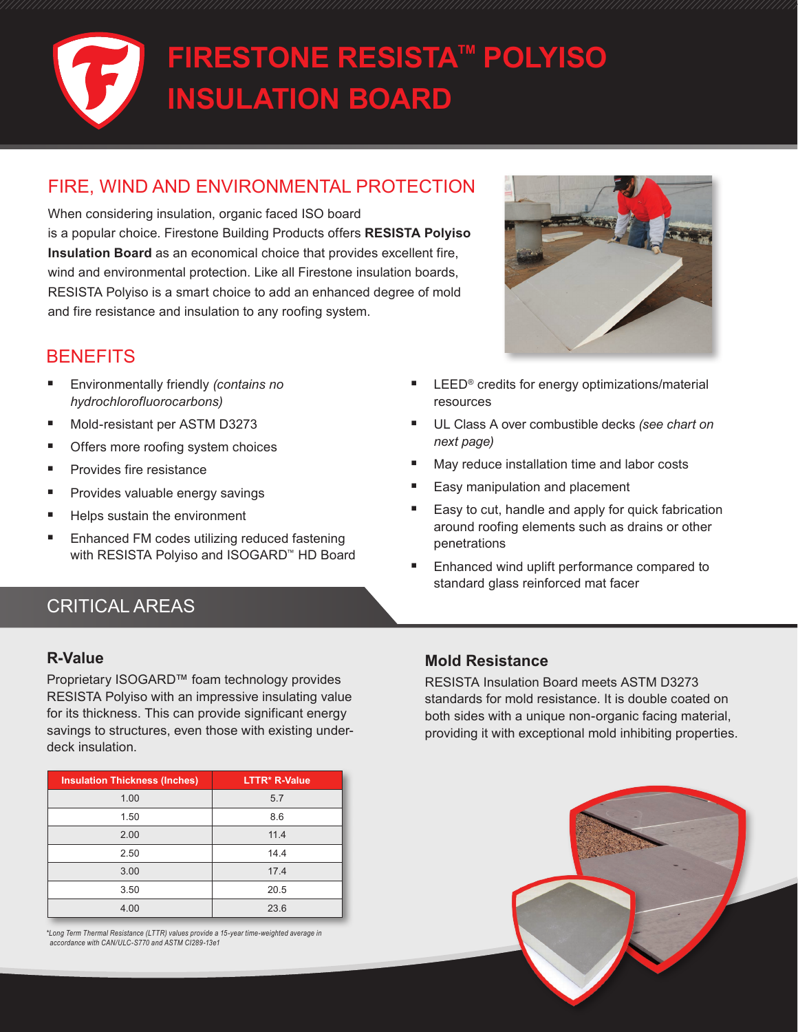# FIRESTONE RESISTA™ POLYISO INSULATION BOARD

## FIRE, WIND AND ENVIRONMENTAL PROTECTION

When considering insulation, organic faced ISO board is a popular choice. Firestone Building Products offers **RESISTA Polyiso Insulation Board** as an economical choice that provides excellent fire, wind and environmental protection. Like all Firestone insulation boards, RESISTA Polyiso is a smart choice to add an enhanced degree of mold and fire resistance and insulation to any roofing system.

## BENEFITS

- Environmentally friendly *(contains no hydrochlorofluorocarbons)*
- Mold-resistant per ASTM D3273
- Offers more roofing system choices
- Provides fire resistance
- Provides valuable energy savings
- Helps sustain the environment
- Enhanced FM codes utilizing reduced fastening with RESISTA Polyiso and ISOGARD™ HD Board
- LEED® credits for energy optimizations/material resources
- UL Class A over combustible decks *(see chart on next page)*
- May reduce installation time and labor costs
- Easy manipulation and placement
- Easy to cut, handle and apply for quick fabrication around roofing elements such as drains or other penetrations
- Enhanced wind uplift performance compared to standard glass reinforced mat facer

## CRITICAL AREAS

### R-Value

Proprietary ISOGARD™ foam technology provides RESISTA Polyiso with an impressive insulating value for its thickness. This can provide significant energy savings to structures, even those with existing under-deck insulation.

| Insulation Thickness (Inches) | LTTR* R-Value |
|---|---|
| 1.00 | 5.7 |
| 1.50 | 8.6 |
| 2.00 | 11.4 |
| 2.50 | 14.4 |
| 3.00 | 17.4 |
| 3.50 | 20.5 |
| 4.00 | 23.6 |

*\*Long Term Thermal Resistance (LTTR) values provide a 15-year time-weighted average in accordance with CAN/ULC-S770 and ASTM C1289-13e1*

### Mold Resistance

RESISTA Insulation Board meets ASTM D3273 standards for mold resistance. It is double coated on both sides with a unique non-organic facing material, providing it with exceptional mold inhibiting properties.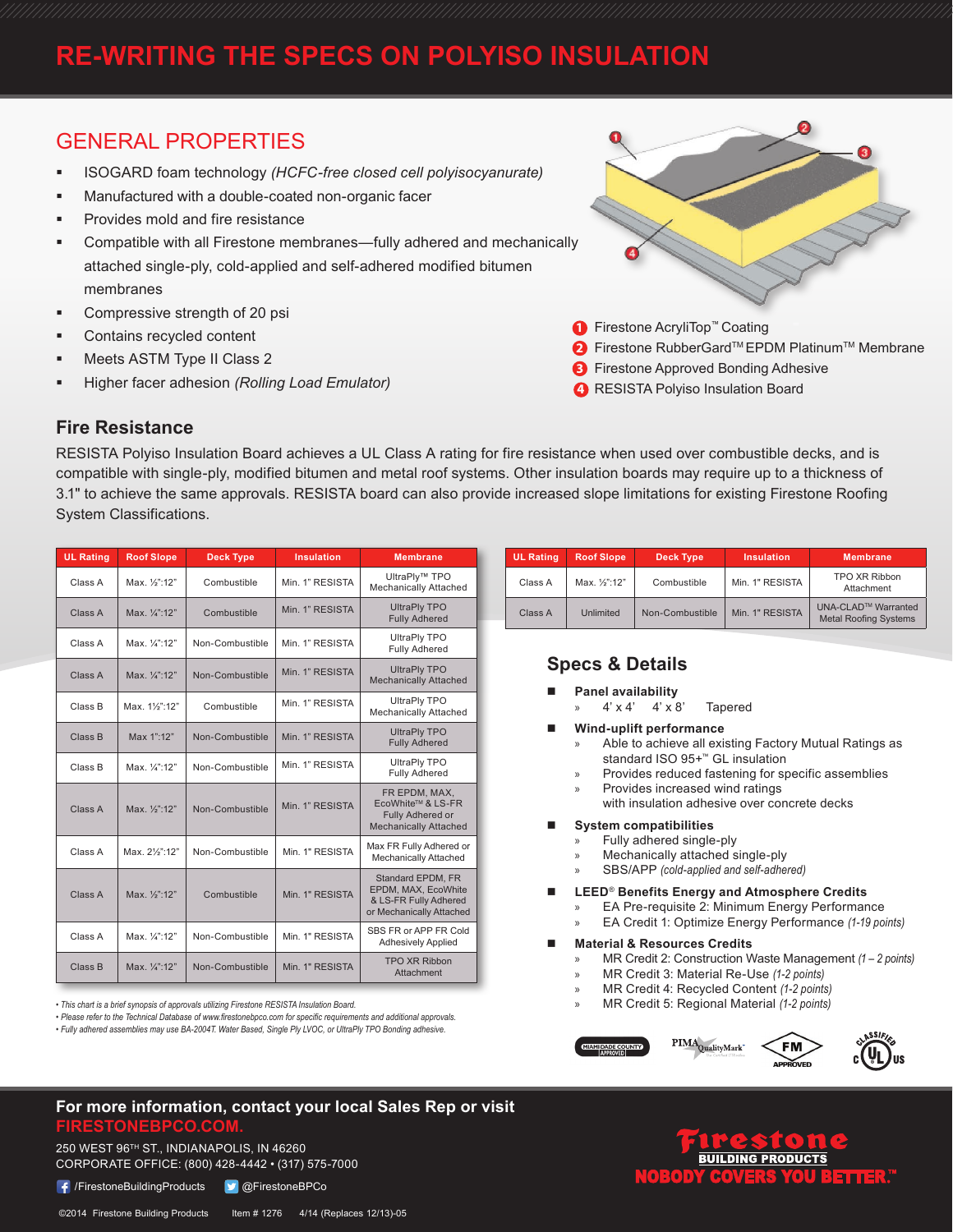# RE-WRITING THE SPECS ON POLYISO INSULATION

## GENERAL PROPERTIES

- ISOGARD foam technology *(HCFC-free closed cell polyisocyanurate)*
- Manufactured with a double-coated non-organic facer
- Provides mold and fire resistance
- Compatible with all Firestone membranes—fully adhered and mechanically attached single-ply, cold-applied and self-adhered modified bitumen membranes
- Compressive strength of 20 psi
- Contains recycled content
- Meets ASTM Type II Class 2
- Higher facer adhesion *(Rolling Load Emulator)*

1. Firestone AcryliTop™ Coating
2. Firestone RubberGard™ EPDM Platinum™ Membrane
3. Firestone Approved Bonding Adhesive
4. RESISTA Polyiso Insulation Board

### Fire Resistance

RESISTA Polyiso Insulation Board achieves a UL Class A rating for fire resistance when used over combustible decks, and is compatible with single-ply, modified bitumen and metal roof systems. Other insulation boards may require up to a thickness of 3.1" to achieve the same approvals. RESISTA board can also provide increased slope limitations for existing Firestone Roofing System Classifications.

| UL Rating | Roof Slope | Deck Type | Insulation | Membrane |
|---|---|---|---|---|
| Class A | Max. ½":12" | Combustible | Min. 1" RESISTA | UltraPly™ TPO Mechanically Attached |
| Class A | Max. ¼":12" | Combustible | Min. 1" RESISTA | UltraPly TPO Fully Adhered |
| Class A | Max. ¼":12" | Non-Combustible | Min. 1" RESISTA | UltraPly TPO Fully Adhered |
| Class A | Max. ¼":12" | Non-Combustible | Min. 1" RESISTA | UltraPly TPO Mechanically Attached |
| Class B | Max. 1½":12" | Combustible | Min. 1" RESISTA | UltraPly TPO Mechanically Attached |
| Class B | Max 1":12" | Non-Combustible | Min. 1" RESISTA | UltraPly TPO Fully Adhered |
| Class B | Max. ¼":12" | Non-Combustible | Min. 1" RESISTA | UltraPly TPO Fully Adhered |
| Class A | Max. ½":12" | Non-Combustible | Min. 1" RESISTA | FR EPDM, MAX, EcoWhite™ & LS-FR Fully Adhered or Mechanically Attached |
| Class A | Max. 2½":12" | Non-Combustible | Min. 1" RESISTA | Max FR Fully Adhered or Mechanically Attached |
| Class A | Max. ½":12" | Combustible | Min. 1" RESISTA | Standard EPDM, FR EPDM, MAX, EcoWhite & LS-FR Fully Adhered or Mechanically Attached |
| Class A | Max. ¼":12" | Non-Combustible | Min. 1" RESISTA | SBS FR or APP FR Cold Adhesively Applied |
| Class B | Max. ¼":12" | Non-Combustible | Min. 1" RESISTA | TPO XR Ribbon Attachment |

| UL Rating | Roof Slope | Deck Type | Insulation | Membrane |
|---|---|---|---|---|
| Class A | Max. ½":12" | Combustible | Min. 1" RESISTA | TPO XR Ribbon Attachment |
| Class A | Unlimited | Non-Combustible | Min. 1" RESISTA | UNA-CLAD™ Warranted Metal Roofing Systems |

- *This chart is a brief synopsis of approvals utilizing Firestone RESISTA Insulation Board.*
- *Please refer to the Technical Database of www.firestonebpco.com for specific requirements and additional approvals.*
- *Fully adhered assemblies may use BA-2004T. Water Based, Single Ply LVOC, or UltraPly TPO Bonding adhesive.*

## Specs & Details

- **Panel availability**
  - 4' x 4'  4' x 8'  Tapered
- **Wind-uplift performance**
  - Able to achieve all existing Factory Mutual Ratings as standard ISO 95+™ GL insulation
  - Provides reduced fastening for specific assemblies
  - Provides increased wind ratings with insulation adhesive over concrete decks
- **System compatibilities**
  - Fully adhered single-ply
  - Mechanically attached single-ply
  - SBS/APP *(cold-applied and self-adhered)*
- **LEED® Benefits Energy and Atmosphere Credits**
  - EA Pre-requisite 2: Minimum Energy Performance
  - EA Credit 1: Optimize Energy Performance *(1-19 points)*
- **Material & Resources Credits**
  - MR Credit 2: Construction Waste Management *(1 – 2 points)*
  - MR Credit 3: Material Re-Use *(1-2 points)*
  - MR Credit 4: Recycled Content *(1-2 points)*
  - MR Credit 5: Regional Material *(1-2 points)*

MIAMI DADE COUNTY APPROVED · PIMA QualityMark · FM APPROVED · CLASSIFIED c UL US

**For more information, contact your local Sales Rep or visit FIRESTONEBPCO.COM.**

250 WEST 96TH ST., INDIANAPOLIS, IN 46260
CORPORATE OFFICE: (800) 428-4442 • (317) 575-7000

/FirestoneBuildingProducts  @FirestoneBPCo

Firestone BUILDING PRODUCTS
NOBODY COVERS YOU BETTER.™

©2014 Firestone Building Products  Item # 1276  4/14 (Replaces 12/13)-05